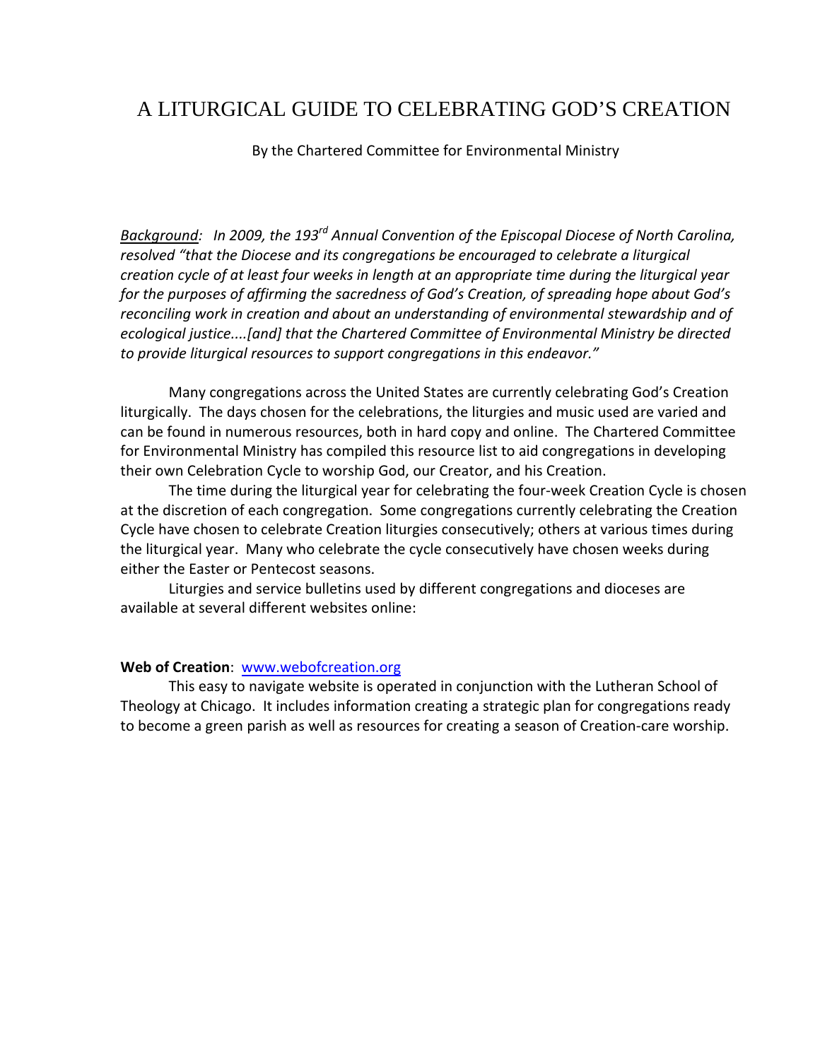# A LITURGICAL GUIDE TO CELEBRATING GOD'S CREATION

By the Chartered Committee for Environmental Ministry

*<u>Background</u>: In 2009, the 193rd Annual Convention of the Episcopal Diocese of North Carolina, resolved "that the Diocese and its congregations be encouraged to celebrate a liturgical creation cycle of at least four weeks in length at an appropriate time during the liturgical year for the purposes of affirming the sacredness of God's Creation, of spreading hope about God's reconciling work in creation and about an understanding of environmental stewardship and of ecological justice....[and] that the Chartered Committee of Environmental Ministry be directed to provide liturgical resources to support congregations in this endeavor."*

Many congregations across the United States are currently celebrating God's Creation liturgically. The days chosen for the celebrations, the liturgies and music used are varied and can be found in numerous resources, both in hard copy and online. The Chartered Committee for Environmental Ministry has compiled this resource list to aid congregations in developing their own Celebration Cycle to worship God, our Creator, and his Creation.

The time during the liturgical year for celebrating the four-week Creation Cycle is chosen at the discretion of each congregation. Some congregations currently celebrating the Creation Cycle have chosen to celebrate Creation liturgies consecutively; others at various times during the liturgical year. Many who celebrate the cycle consecutively have chosen weeks during either the Easter or Pentecost seasons.

Liturgies and service bulletins used by different congregations and dioceses are available at several different websites online:

**Web of Creation**: [www.webofcreation.org](http://www.webofcreation.org)

This easy to navigate website is operated in conjunction with the Lutheran School of Theology at Chicago. It includes information creating a strategic plan for congregations ready to become a green parish as well as resources for creating a season of Creation-care worship.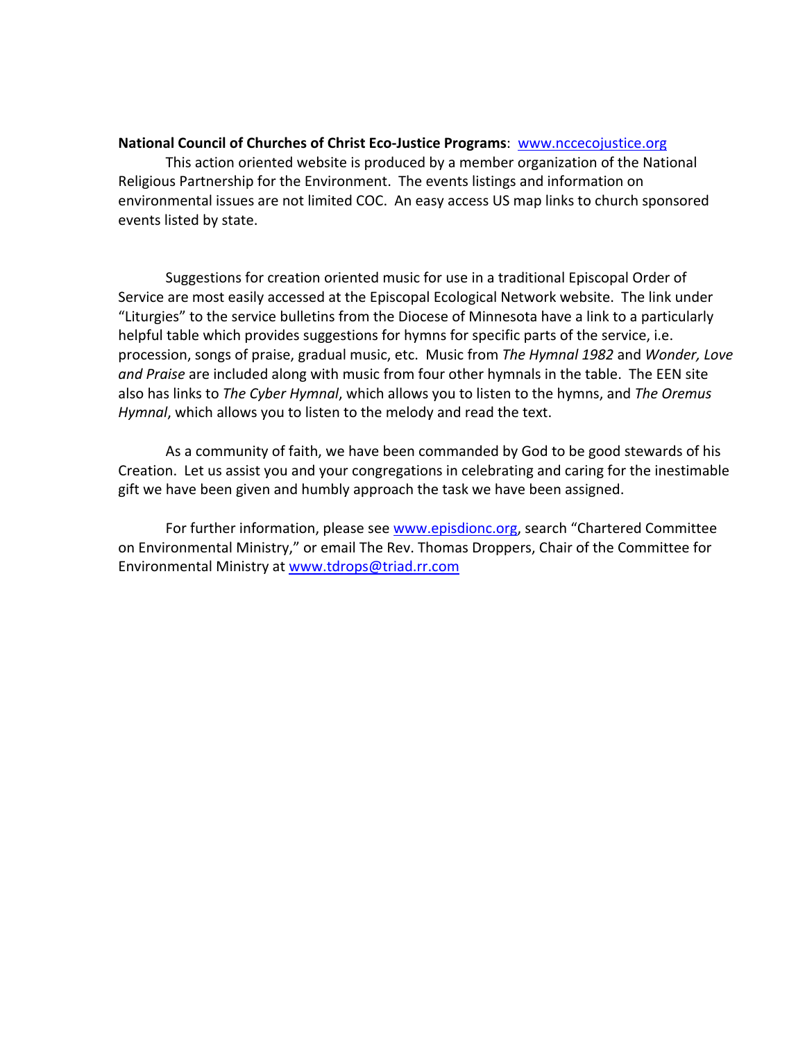**National Council of Churches of Christ Eco-Justice Programs**: [www.nccecojustice.org](www.nccecojustice.org)

This action oriented website is produced by a member organization of the National Religious Partnership for the Environment. The events listings and information on environmental issues are not limited COC. An easy access US map links to church sponsored events listed by state.

Suggestions for creation oriented music for use in a traditional Episcopal Order of Service are most easily accessed at the Episcopal Ecological Network website. The link under "Liturgies" to the service bulletins from the Diocese of Minnesota have a link to a particularly helpful table which provides suggestions for hymns for specific parts of the service, i.e. procession, songs of praise, gradual music, etc. Music from *The Hymnal 1982* and *Wonder, Love and Praise* are included along with music from four other hymnals in the table. The EEN site also has links to *The Cyber Hymnal*, which allows you to listen to the hymns, and *The Oremus Hymnal*, which allows you to listen to the melody and read the text.

As a community of faith, we have been commanded by God to be good stewards of his Creation. Let us assist you and your congregations in celebrating and caring for the inestimable gift we have been given and humbly approach the task we have been assigned.

For further information, please see [www.episdionc.org](www.episdionc.org), search "Chartered Committee on Environmental Ministry," or email The Rev. Thomas Droppers, Chair of the Committee for Environmental Ministry at [www.tdrops@triad.rr.com](www.tdrops@triad.rr.com)